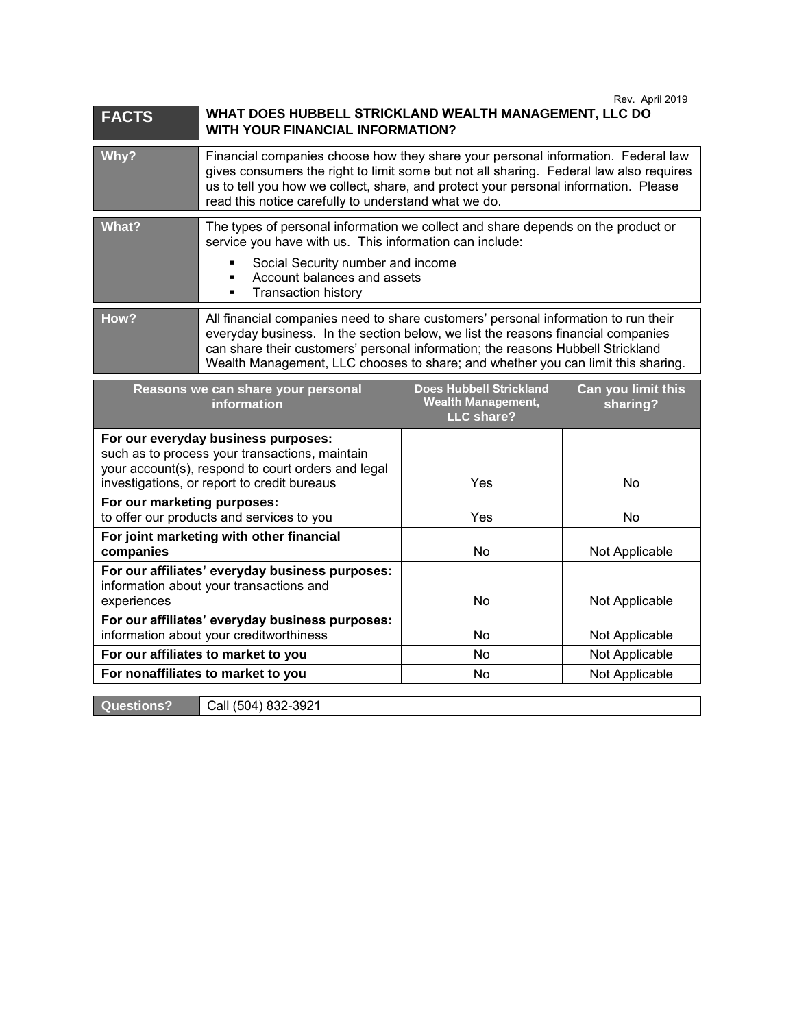Rev. April 2019

| FACTS | WHAT DOES HUBBELL STRICKLAND WEALTH MANAGEMENT, LLC DO WITH YOUR FINANCIAL INFORMATION? |
|---|---|
| **Why?** | Financial companies choose how they share your personal information. Federal law gives consumers the right to limit some but not all sharing. Federal law also requires us to tell you how we collect, share, and protect your personal information. Please read this notice carefully to understand what we do. |
| **What?** | The types of personal information we collect and share depends on the product or service you have with us. This information can include:<br>▪ Social Security number and income<br>▪ Account balances and assets<br>▪ Transaction history |
| **How?** | All financial companies need to share customers' personal information to run their everyday business. In the section below, we list the reasons financial companies can share their customers' personal information; the reasons Hubbell Strickland Wealth Management, LLC chooses to share; and whether you can limit this sharing. |

| Reasons we can share your personal information | Does Hubbell Strickland Wealth Management, LLC share? | Can you limit this sharing? |
|---|---|---|
| **For our everyday business purposes:** such as to process your transactions, maintain your account(s), respond to court orders and legal investigations, or report to credit bureaus | Yes | No |
| **For our marketing purposes:** to offer our products and services to you | Yes | No |
| **For joint marketing with other financial companies** | No | Not Applicable |
| **For our affiliates' everyday business purposes:** information about your transactions and experiences | No | Not Applicable |
| **For our affiliates' everyday business purposes:** information about your creditworthiness | No | Not Applicable |
| **For our affiliates to market to you** | No | Not Applicable |
| **For nonaffiliates to market to you** | No | Not Applicable |

| Questions? | Call (504) 832-3921 |
|---|---|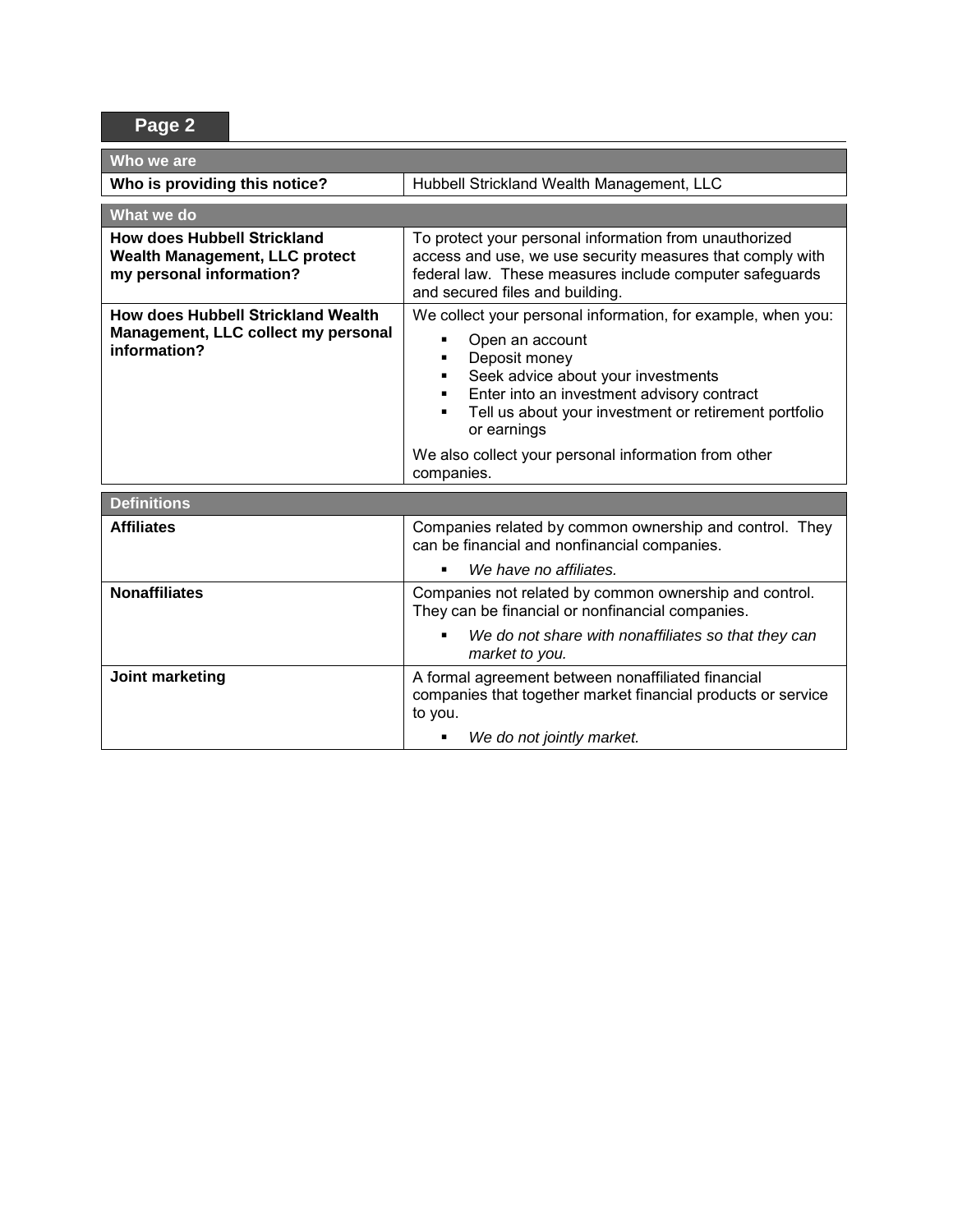## Page 2

| Who we are | |
|---|---|
| **Who is providing this notice?** | Hubbell Strickland Wealth Management, LLC |

| What we do | |
|---|---|
| **How does Hubbell Strickland Wealth Management, LLC protect my personal information?** | To protect your personal information from unauthorized access and use, we use security measures that comply with federal law. These measures include computer safeguards and secured files and building. |
| **How does Hubbell Strickland Wealth Management, LLC collect my personal information?** | We collect your personal information, for example, when you:<br>▪ Open an account<br>▪ Deposit money<br>▪ Seek advice about your investments<br>▪ Enter into an investment advisory contract<br>▪ Tell us about your investment or retirement portfolio or earnings<br><br>We also collect your personal information from other companies. |

| Definitions | |
|---|---|
| **Affiliates** | Companies related by common ownership and control. They can be financial and nonfinancial companies.<br>▪ *We have no affiliates.* |
| **Nonaffiliates** | Companies not related by common ownership and control. They can be financial or nonfinancial companies.<br>▪ *We do not share with nonaffiliates so that they can market to you.* |
| **Joint marketing** | A formal agreement between nonaffiliated financial companies that together market financial products or service to you.<br>▪ *We do not jointly market.* |